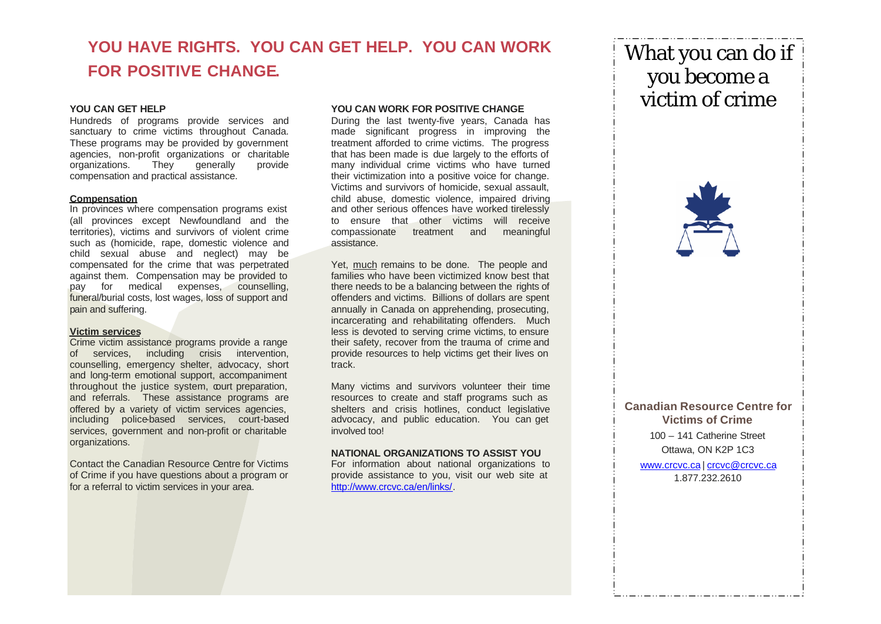# YOU HAVE RIGHTS. YOU CAN GET HELP. YOU CAN WORK FOR POSITIVE CHANGE.

### YOU CAN GET HELP

Hundreds of programs provide services and sanctuary to crime victims throughout Canada. These programs may be provided by government agencies, non-profit organizations or charitable organizations. They generally provide compensation and practical assistance.

**Compensation**

In provinces where compensation programs exist (all provinces except Newfoundland and the territories), victims and survivors of violent crime such as (homicide, rape, domestic violence and child sexual abuse and neglect) may be compensated for the crime that was perpetrated against them. Compensation may be provided to pay for medical expenses, counselling, funeral/burial costs, lost wages, loss of support and pain and suffering.

**Victim services**

Crime victim assistance programs provide a range of services, including crisis intervention, counselling, emergency shelter, advocacy, short and long-term emotional support, accompaniment throughout the justice system, court preparation, and referrals. These assistance programs are offered by a variety of victim services agencies, including police-based services, court-based services, government and non-profit or charitable organizations.

Contact the Canadian Resource Centre for Victims of Crime if you have questions about a program or for a referral to victim services in your area.

### YOU CAN WORK FOR POSITIVE CHANGE

During the last twenty-five years, Canada has made significant progress in improving the treatment afforded to crime victims. The progress that has been made is due largely to the efforts of many individual crime victims who have turned their victimization into a positive voice for change. Victims and survivors of homicide, sexual assault, child abuse, domestic violence, impaired driving and other serious offences have worked tirelessly to ensure that other victims will receive compassionate treatment and meaningful assistance.

Yet, much remains to be done. The people and families who have been victimized know best that there needs to be a balancing between the rights of offenders and victims. Billions of dollars are spent annually in Canada on apprehending, prosecuting, incarcerating and rehabilitating offenders. Much less is devoted to serving crime victims, to ensure their safety, recover from the trauma of crime and provide resources to help victims get their lives on track.

Many victims and survivors volunteer their time resources to create and staff programs such as shelters and crisis hotlines, conduct legislative advocacy, and public education. You can get involved too!

### NATIONAL ORGANIZATIONS TO ASSIST YOU

For information about national organizations to provide assistance to you, visit our web site at http://www.crcvc.ca/en/links/.

# What you can do if you become a victim of crime

**Canadian Resource Centre for Victims of Crime**

100 – 141 Catherine Street
Ottawa, ON K2P 1C3
www.crcvc.ca | crcvc@crcvc.ca
1.877.232.2610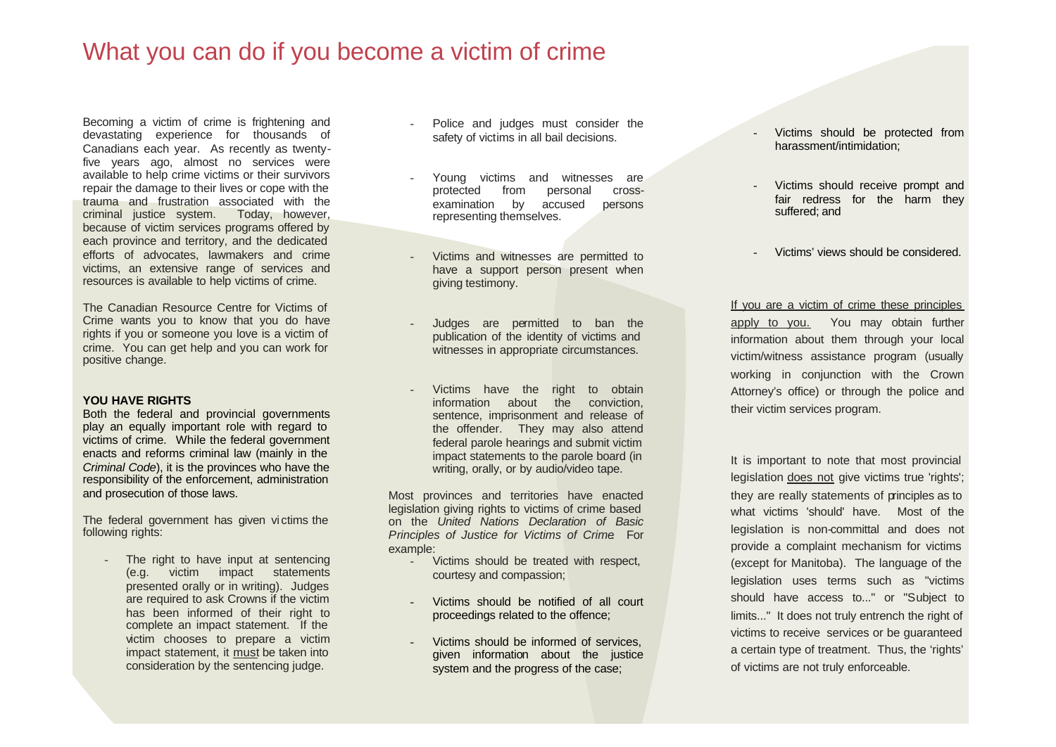# What you can do if you become a victim of crime

Becoming a victim of crime is frightening and devastating experience for thousands of Canadians each year. As recently as twenty-five years ago, almost no services were available to help crime victims or their survivors repair the damage to their lives or cope with the trauma and frustration associated with the criminal justice system. Today, however, because of victim services programs offered by each province and territory, and the dedicated efforts of advocates, lawmakers and crime victims, an extensive range of services and resources is available to help victims of crime.

The Canadian Resource Centre for Victims of Crime wants you to know that you do have rights if you or someone you love is a victim of crime. You can get help and you can work for positive change.

**YOU HAVE RIGHTS**

Both the federal and provincial governments play an equally important role with regard to victims of crime. While the federal government enacts and reforms criminal law (mainly in the *Criminal Code*), it is the provinces who have the responsibility of the enforcement, administration and prosecution of those laws.

The federal government has given victims the following rights:

- The right to have input at sentencing (e.g. victim impact statements presented orally or in writing). Judges are required to ask Crowns if the victim has been informed of their right to complete an impact statement. If the victim chooses to prepare a victim impact statement, it must be taken into consideration by the sentencing judge.
- Police and judges must consider the safety of victims in all bail decisions.
- Young victims and witnesses are protected from personal cross-examination by accused persons representing themselves.
- Victims and witnesses are permitted to have a support person present when giving testimony.
- Judges are permitted to ban the publication of the identity of victims and witnesses in appropriate circumstances.
- Victims have the right to obtain information about the conviction, sentence, imprisonment and release of the offender. They may also attend federal parole hearings and submit victim impact statements to the parole board (in writing, orally, or by audio/video tape.

Most provinces and territories have enacted legislation giving rights to victims of crime based on the *United Nations Declaration of Basic Principles of Justice for Victims of Crime*. For example:

- Victims should be treated with respect, courtesy and compassion;
- Victims should be notified of all court proceedings related to the offence;
- Victims should be informed of services, given information about the justice system and the progress of the case;
- Victims should be protected from harassment/intimidation;
- Victims should receive prompt and fair redress for the harm they suffered; and
- Victims' views should be considered.

If you are a victim of crime these principles apply to you. You may obtain further information about them through your local victim/witness assistance program (usually working in conjunction with the Crown Attorney's office) or through the police and their victim services program.

It is important to note that most provincial legislation does not give victims true 'rights'; they are really statements of principles as to what victims 'should' have. Most of the legislation is non-committal and does not provide a complaint mechanism for victims (except for Manitoba). The language of the legislation uses terms such as "victims should have access to..." or "Subject to limits..." It does not truly entrench the right of victims to receive services or be guaranteed a certain type of treatment. Thus, the 'rights' of victims are not truly enforceable.